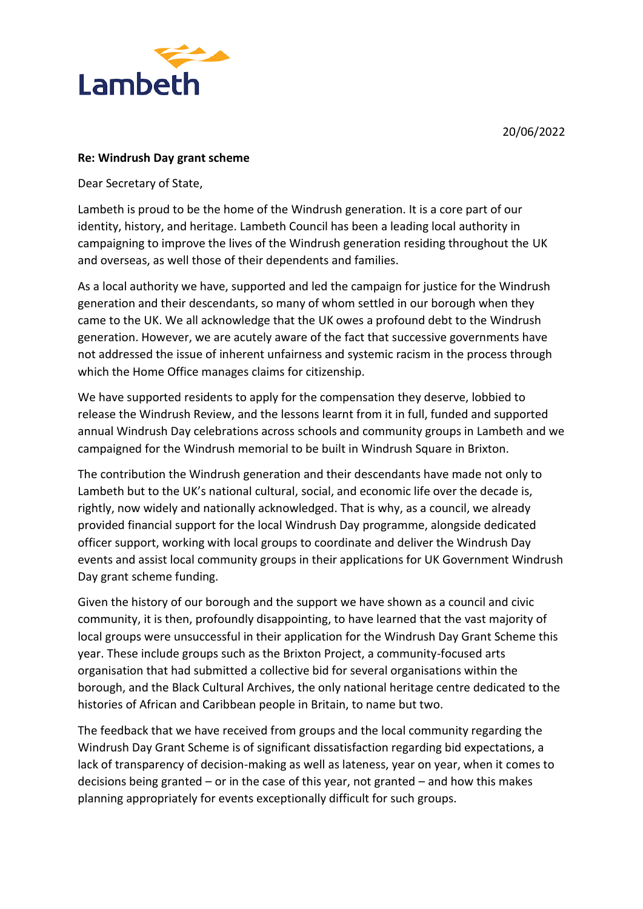Lambeth

20/06/2022

**Re: Windrush Day grant scheme**

Dear Secretary of State,

Lambeth is proud to be the home of the Windrush generation. It is a core part of our identity, history, and heritage. Lambeth Council has been a leading local authority in campaigning to improve the lives of the Windrush generation residing throughout the UK and overseas, as well those of their dependents and families.

As a local authority we have, supported and led the campaign for justice for the Windrush generation and their descendants, so many of whom settled in our borough when they came to the UK. We all acknowledge that the UK owes a profound debt to the Windrush generation. However, we are acutely aware of the fact that successive governments have not addressed the issue of inherent unfairness and systemic racism in the process through which the Home Office manages claims for citizenship.

We have supported residents to apply for the compensation they deserve, lobbied to release the Windrush Review, and the lessons learnt from it in full, funded and supported annual Windrush Day celebrations across schools and community groups in Lambeth and we campaigned for the Windrush memorial to be built in Windrush Square in Brixton.

The contribution the Windrush generation and their descendants have made not only to Lambeth but to the UK's national cultural, social, and economic life over the decade is, rightly, now widely and nationally acknowledged. That is why, as a council, we already provided financial support for the local Windrush Day programme, alongside dedicated officer support, working with local groups to coordinate and deliver the Windrush Day events and assist local community groups in their applications for UK Government Windrush Day grant scheme funding.

Given the history of our borough and the support we have shown as a council and civic community, it is then, profoundly disappointing, to have learned that the vast majority of local groups were unsuccessful in their application for the Windrush Day Grant Scheme this year. These include groups such as the Brixton Project, a community-focused arts organisation that had submitted a collective bid for several organisations within the borough, and the Black Cultural Archives, the only national heritage centre dedicated to the histories of African and Caribbean people in Britain, to name but two.

The feedback that we have received from groups and the local community regarding the Windrush Day Grant Scheme is of significant dissatisfaction regarding bid expectations, a lack of transparency of decision-making as well as lateness, year on year, when it comes to decisions being granted – or in the case of this year, not granted – and how this makes planning appropriately for events exceptionally difficult for such groups.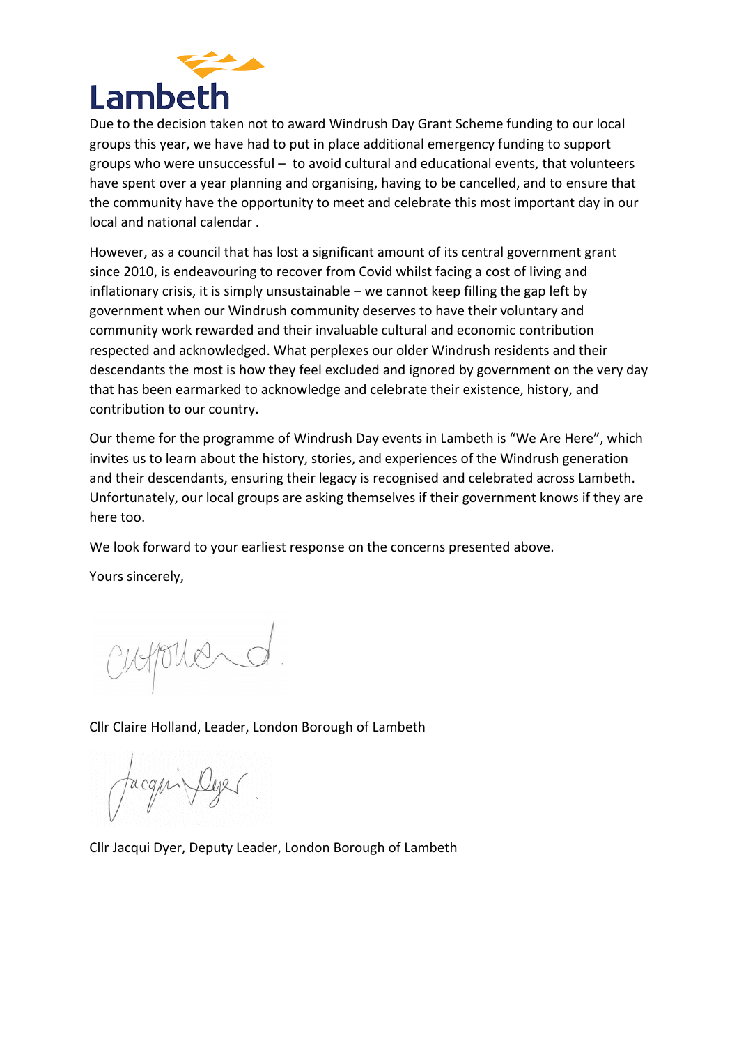Lambeth

Due to the decision taken not to award Windrush Day Grant Scheme funding to our local groups this year, we have had to put in place additional emergency funding to support groups who were unsuccessful – to avoid cultural and educational events, that volunteers have spent over a year planning and organising, having to be cancelled, and to ensure that the community have the opportunity to meet and celebrate this most important day in our local and national calendar .

However, as a council that has lost a significant amount of its central government grant since 2010, is endeavouring to recover from Covid whilst facing a cost of living and inflationary crisis, it is simply unsustainable – we cannot keep filling the gap left by government when our Windrush community deserves to have their voluntary and community work rewarded and their invaluable cultural and economic contribution respected and acknowledged. What perplexes our older Windrush residents and their descendants the most is how they feel excluded and ignored by government on the very day that has been earmarked to acknowledge and celebrate their existence, history, and contribution to our country.

Our theme for the programme of Windrush Day events in Lambeth is "We Are Here", which invites us to learn about the history, stories, and experiences of the Windrush generation and their descendants, ensuring their legacy is recognised and celebrated across Lambeth. Unfortunately, our local groups are asking themselves if their government knows if they are here too.

We look forward to your earliest response on the concerns presented above.

Yours sincerely,

Cllr Claire Holland, Leader, London Borough of Lambeth

Cllr Jacqui Dyer, Deputy Leader, London Borough of Lambeth